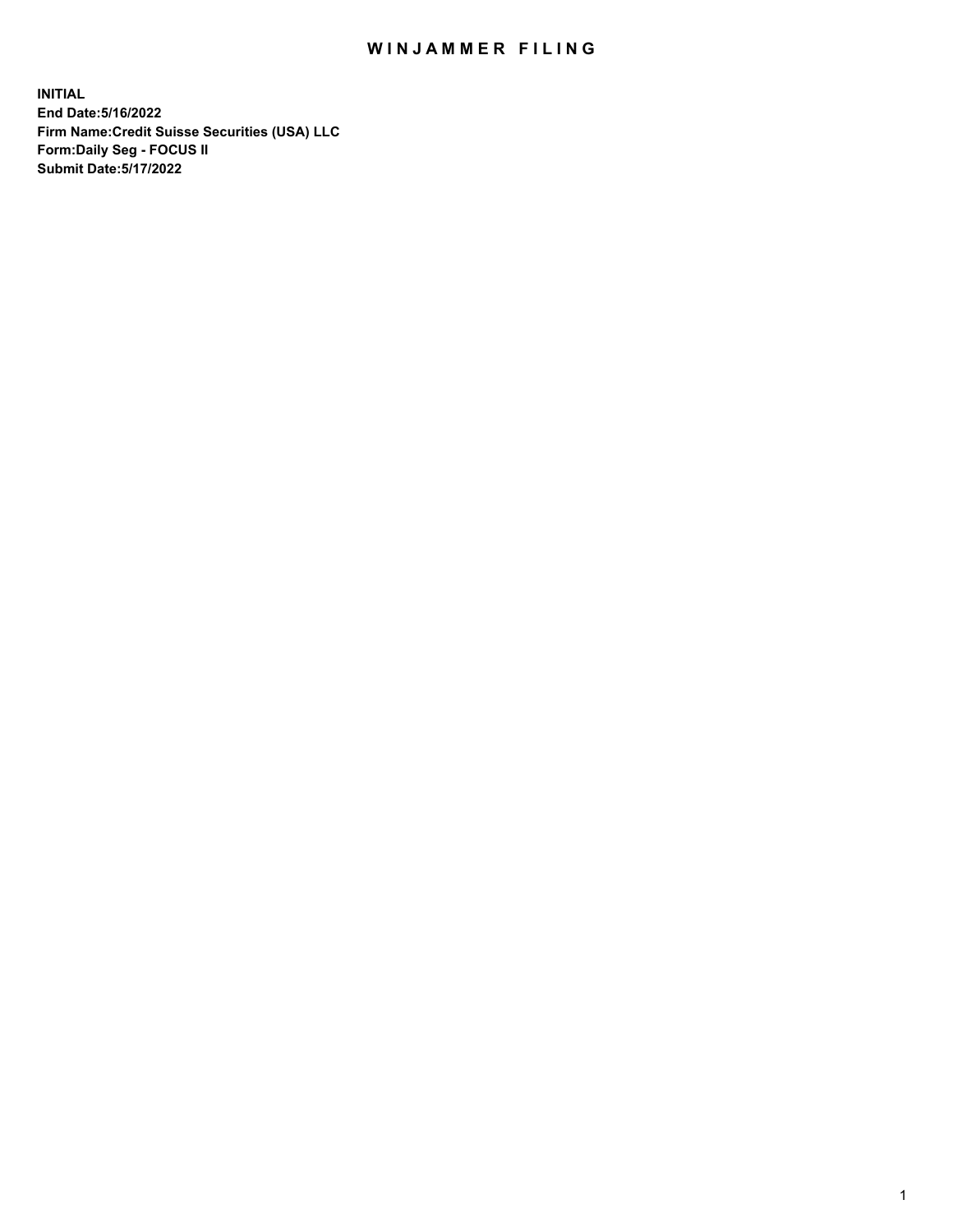# WINJAMMER FILING

**INITIAL**
**End Date:5/16/2022**
**Firm Name:Credit Suisse Securities (USA) LLC**
**Form:Daily Seg - FOCUS II**
**Submit Date:5/17/2022**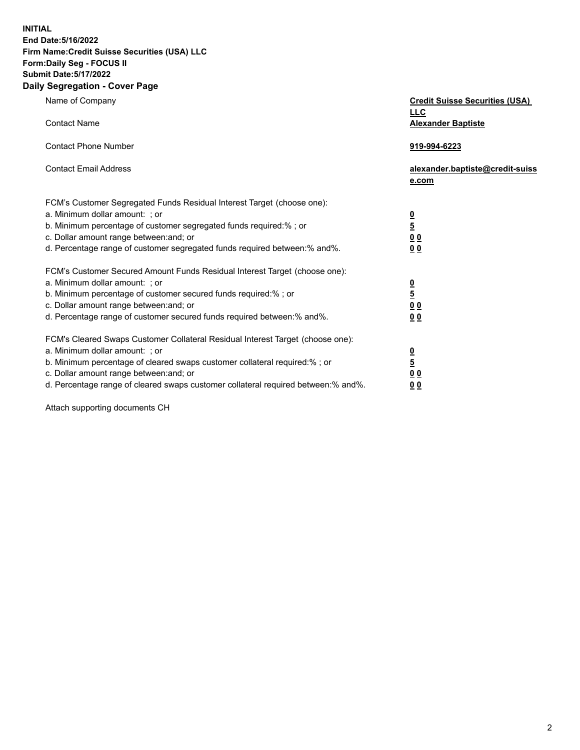**INITIAL**
**End Date:5/16/2022**
**Firm Name:Credit Suisse Securities (USA) LLC**
**Form:Daily Seg - FOCUS II**
**Submit Date:5/17/2022**

## Daily Segregation - Cover Page

| | |
|---|---|
| Name of Company | **Credit Suisse Securities (USA) LLC** |
| Contact Name | **Alexander Baptiste** |
| Contact Phone Number | **919-994-6223** |
| Contact Email Address | **alexander.baptiste@credit-suisse.com** |

FCM's Customer Segregated Funds Residual Interest Target (choose one):

| | |
|---|---|
| a. Minimum dollar amount: ; or | **0** |
| b. Minimum percentage of customer segregated funds required:% ; or | **5** |
| c. Dollar amount range between:and; or | **0 0** |
| d. Percentage range of customer segregated funds required between:% and%. | **0 0** |

FCM's Customer Secured Amount Funds Residual Interest Target (choose one):

| | |
|---|---|
| a. Minimum dollar amount: ; or | **0** |
| b. Minimum percentage of customer secured funds required:% ; or | **5** |
| c. Dollar amount range between:and; or | **0 0** |
| d. Percentage range of customer secured funds required between:% and%. | **0 0** |

FCM's Cleared Swaps Customer Collateral Residual Interest Target (choose one):

| | |
|---|---|
| a. Minimum dollar amount: ; or | **0** |
| b. Minimum percentage of cleared swaps customer collateral required:% ; or | **5** |
| c. Dollar amount range between:and; or | **0 0** |
| d. Percentage range of cleared swaps customer collateral required between:% and%. | **0 0** |

Attach supporting documents CH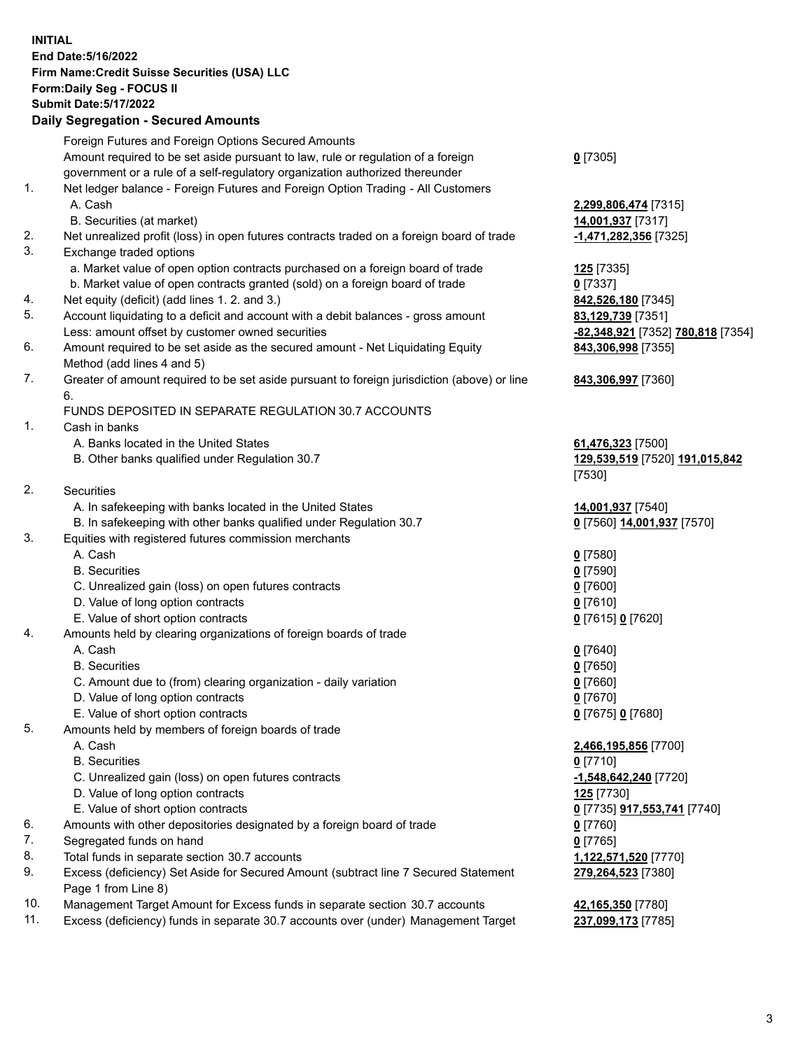**INITIAL**
**End Date:5/16/2022**
**Firm Name:Credit Suisse Securities (USA) LLC**
**Form:Daily Seg - FOCUS II**
**Submit Date:5/17/2022**

## Daily Segregation - Secured Amounts

| | | |
|---|---|---|
| | Foreign Futures and Foreign Options Secured Amounts | |
| | Amount required to be set aside pursuant to law, rule or regulation of a foreign government or a rule of a self-regulatory organization authorized thereunder | **0** [7305] |
| 1. | Net ledger balance - Foreign Futures and Foreign Option Trading - All Customers | |
| | A. Cash | **2,299,806,474** [7315] |
| | B. Securities (at market) | **14,001,937** [7317] |
| 2. | Net unrealized profit (loss) in open futures contracts traded on a foreign board of trade | **-1,471,282,356** [7325] |
| 3. | Exchange traded options | |
| | a. Market value of open option contracts purchased on a foreign board of trade | **125** [7335] |
| | b. Market value of open contracts granted (sold) on a foreign board of trade | **0** [7337] |
| 4. | Net equity (deficit) (add lines 1. 2. and 3.) | **842,526,180** [7345] |
| 5. | Account liquidating to a deficit and account with a debit balances - gross amount | **83,129,739** [7351] |
| | Less: amount offset by customer owned securities | **-82,348,921** [7352] **780,818** [7354] |
| 6. | Amount required to be set aside as the secured amount - Net Liquidating Equity Method (add lines 4 and 5) | **843,306,998** [7355] |
| 7. | Greater of amount required to be set aside pursuant to foreign jurisdiction (above) or line 6. | **843,306,997** [7360] |
| | FUNDS DEPOSITED IN SEPARATE REGULATION 30.7 ACCOUNTS | |
| 1. | Cash in banks | |
| | A. Banks located in the United States | **61,476,323** [7500] |
| | B. Other banks qualified under Regulation 30.7 | **129,539,519** [7520] **191,015,842** [7530] |
| 2. | Securities | |
| | A. In safekeeping with banks located in the United States | **14,001,937** [7540] |
| | B. In safekeeping with other banks qualified under Regulation 30.7 | **0** [7560] **14,001,937** [7570] |
| 3. | Equities with registered futures commission merchants | |
| | A. Cash | **0** [7580] |
| | B. Securities | **0** [7590] |
| | C. Unrealized gain (loss) on open futures contracts | **0** [7600] |
| | D. Value of long option contracts | **0** [7610] |
| | E. Value of short option contracts | **0** [7615] **0** [7620] |
| 4. | Amounts held by clearing organizations of foreign boards of trade | |
| | A. Cash | **0** [7640] |
| | B. Securities | **0** [7650] |
| | C. Amount due to (from) clearing organization - daily variation | **0** [7660] |
| | D. Value of long option contracts | **0** [7670] |
| | E. Value of short option contracts | **0** [7675] **0** [7680] |
| 5. | Amounts held by members of foreign boards of trade | |
| | A. Cash | **2,466,195,856** [7700] |
| | B. Securities | **0** [7710] |
| | C. Unrealized gain (loss) on open futures contracts | **-1,548,642,240** [7720] |
| | D. Value of long option contracts | **125** [7730] |
| | E. Value of short option contracts | **0** [7735] **917,553,741** [7740] |
| 6. | Amounts with other depositories designated by a foreign board of trade | **0** [7760] |
| 7. | Segregated funds on hand | **0** [7765] |
| 8. | Total funds in separate section 30.7 accounts | **1,122,571,520** [7770] |
| 9. | Excess (deficiency) Set Aside for Secured Amount (subtract line 7 Secured Statement Page 1 from Line 8) | **279,264,523** [7380] |
| 10. | Management Target Amount for Excess funds in separate section 30.7 accounts | **42,165,350** [7780] |
| 11. | Excess (deficiency) funds in separate 30.7 accounts over (under) Management Target | **237,099,173** [7785] |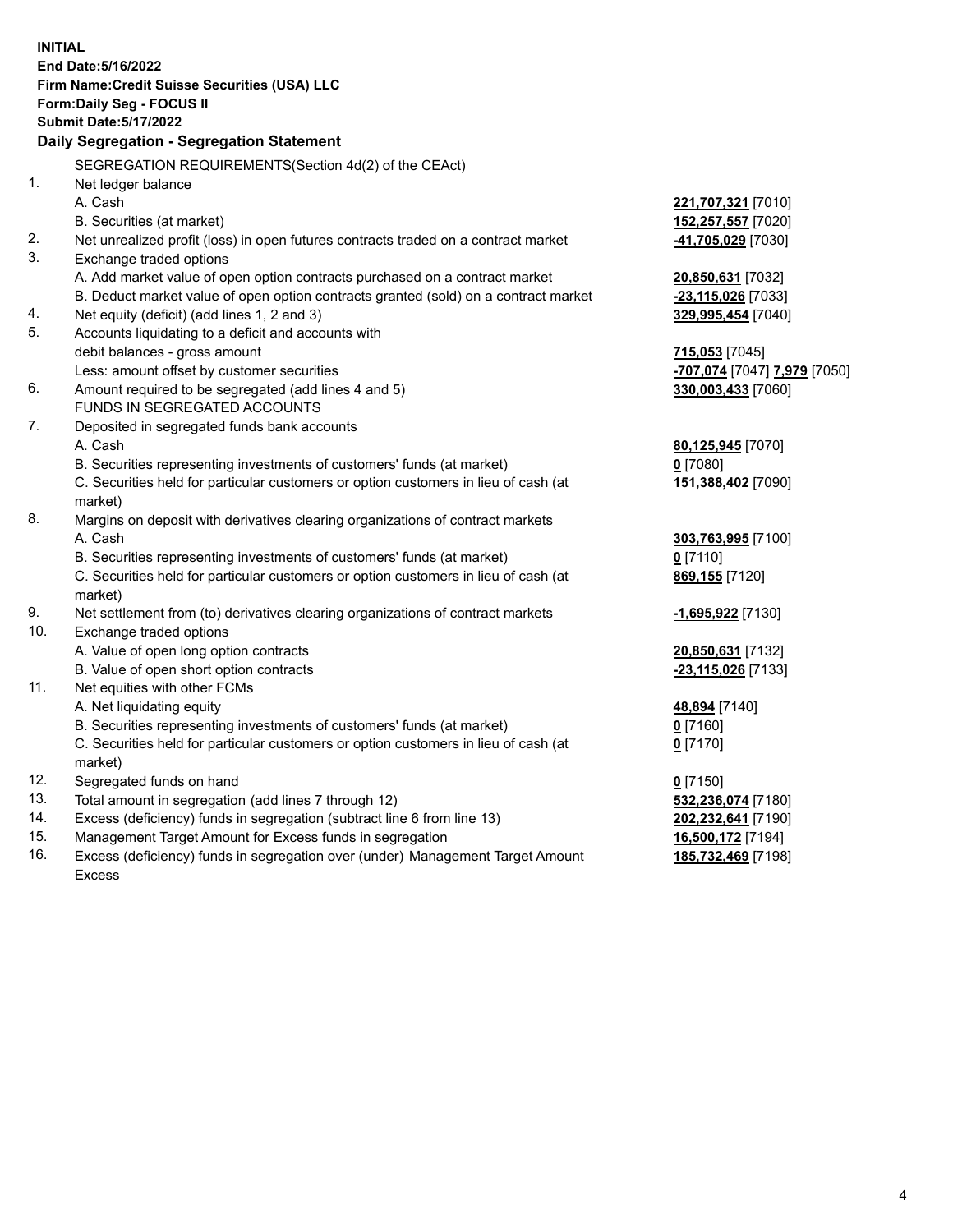**INITIAL**
**End Date:5/16/2022**
**Firm Name:Credit Suisse Securities (USA) LLC**
**Form:Daily Seg - FOCUS II**
**Submit Date:5/17/2022**

## Daily Segregation - Segregation Statement

SEGREGATION REQUIREMENTS(Section 4d(2) of the CEAct)

| | | |
|---|---|---|
| 1. | Net ledger balance | |
| | A. Cash | **221,707,321** [7010] |
| | B. Securities (at market) | **152,257,557** [7020] |
| 2. | Net unrealized profit (loss) in open futures contracts traded on a contract market | **-41,705,029** [7030] |
| 3. | Exchange traded options | |
| | A. Add market value of open option contracts purchased on a contract market | **20,850,631** [7032] |
| | B. Deduct market value of open option contracts granted (sold) on a contract market | **-23,115,026** [7033] |
| 4. | Net equity (deficit) (add lines 1, 2 and 3) | **329,995,454** [7040] |
| 5. | Accounts liquidating to a deficit and accounts with | |
| | debit balances - gross amount | **715,053** [7045] |
| | Less: amount offset by customer securities | **-707,074** [7047] **7,979** [7050] |
| 6. | Amount required to be segregated (add lines 4 and 5) | **330,003,433** [7060] |
| | FUNDS IN SEGREGATED ACCOUNTS | |
| 7. | Deposited in segregated funds bank accounts | |
| | A. Cash | **80,125,945** [7070] |
| | B. Securities representing investments of customers' funds (at market) | **0** [7080] |
| | C. Securities held for particular customers or option customers in lieu of cash (at market) | **151,388,402** [7090] |
| 8. | Margins on deposit with derivatives clearing organizations of contract markets | |
| | A. Cash | **303,763,995** [7100] |
| | B. Securities representing investments of customers' funds (at market) | **0** [7110] |
| | C. Securities held for particular customers or option customers in lieu of cash (at market) | **869,155** [7120] |
| 9. | Net settlement from (to) derivatives clearing organizations of contract markets | **-1,695,922** [7130] |
| 10. | Exchange traded options | |
| | A. Value of open long option contracts | **20,850,631** [7132] |
| | B. Value of open short option contracts | **-23,115,026** [7133] |
| 11. | Net equities with other FCMs | |
| | A. Net liquidating equity | **48,894** [7140] |
| | B. Securities representing investments of customers' funds (at market) | **0** [7160] |
| | C. Securities held for particular customers or option customers in lieu of cash (at market) | **0** [7170] |
| 12. | Segregated funds on hand | **0** [7150] |
| 13. | Total amount in segregation (add lines 7 through 12) | **532,236,074** [7180] |
| 14. | Excess (deficiency) funds in segregation (subtract line 6 from line 13) | **202,232,641** [7190] |
| 15. | Management Target Amount for Excess funds in segregation | **16,500,172** [7194] |
| 16. | Excess (deficiency) funds in segregation over (under) Management Target Amount Excess | **185,732,469** [7198] |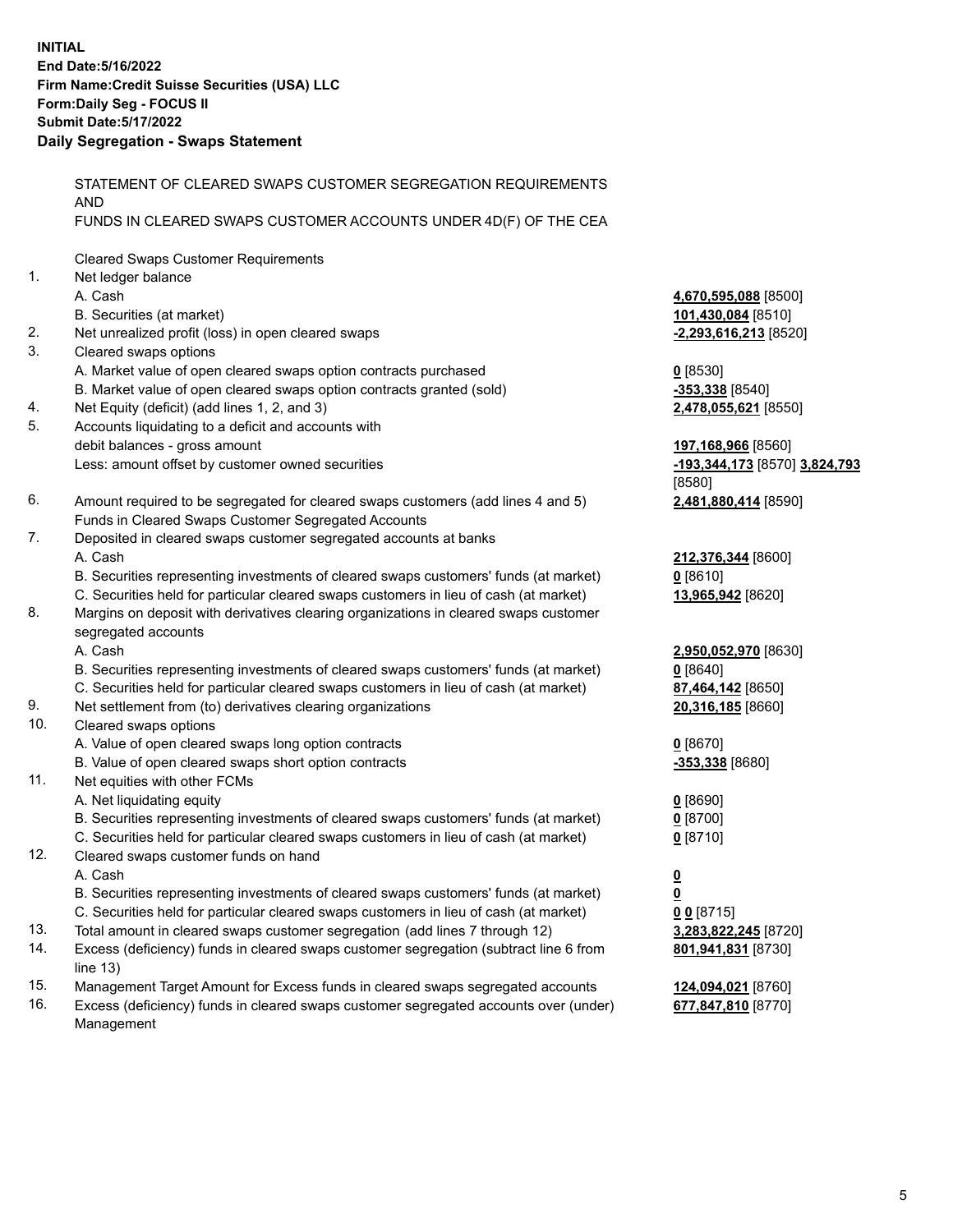**INITIAL**
**End Date:5/16/2022**
**Firm Name:Credit Suisse Securities (USA) LLC**
**Form:Daily Seg - FOCUS II**
**Submit Date:5/17/2022**
**Daily Segregation - Swaps Statement**

STATEMENT OF CLEARED SWAPS CUSTOMER SEGREGATION REQUIREMENTS AND
FUNDS IN CLEARED SWAPS CUSTOMER ACCOUNTS UNDER 4D(F) OF THE CEA

| | | |
|---|---|---|
| | Cleared Swaps Customer Requirements | |
| 1. | Net ledger balance | |
| | A. Cash | **4,670,595,088** [8500] |
| | B. Securities (at market) | **101,430,084** [8510] |
| 2. | Net unrealized profit (loss) in open cleared swaps | **-2,293,616,213** [8520] |
| 3. | Cleared swaps options | |
| | A. Market value of open cleared swaps option contracts purchased | **0** [8530] |
| | B. Market value of open cleared swaps option contracts granted (sold) | **-353,338** [8540] |
| 4. | Net Equity (deficit) (add lines 1, 2, and 3) | **2,478,055,621** [8550] |
| 5. | Accounts liquidating to a deficit and accounts with debit balances - gross amount | **197,168,966** [8560] |
| | Less: amount offset by customer owned securities | **-193,344,173** [8570] **3,824,793** [8580] |
| 6. | Amount required to be segregated for cleared swaps customers (add lines 4 and 5) | **2,481,880,414** [8590] |
| | Funds in Cleared Swaps Customer Segregated Accounts | |
| 7. | Deposited in cleared swaps customer segregated accounts at banks | |
| | A. Cash | **212,376,344** [8600] |
| | B. Securities representing investments of cleared swaps customers' funds (at market) | **0** [8610] |
| | C. Securities held for particular cleared swaps customers in lieu of cash (at market) | **13,965,942** [8620] |
| 8. | Margins on deposit with derivatives clearing organizations in cleared swaps customer segregated accounts | |
| | A. Cash | **2,950,052,970** [8630] |
| | B. Securities representing investments of cleared swaps customers' funds (at market) | **0** [8640] |
| | C. Securities held for particular cleared swaps customers in lieu of cash (at market) | **87,464,142** [8650] |
| 9. | Net settlement from (to) derivatives clearing organizations | **20,316,185** [8660] |
| 10. | Cleared swaps options | |
| | A. Value of open cleared swaps long option contracts | **0** [8670] |
| | B. Value of open cleared swaps short option contracts | **-353,338** [8680] |
| 11. | Net equities with other FCMs | |
| | A. Net liquidating equity | **0** [8690] |
| | B. Securities representing investments of cleared swaps customers' funds (at market) | **0** [8700] |
| | C. Securities held for particular cleared swaps customers in lieu of cash (at market) | **0** [8710] |
| 12. | Cleared swaps customer funds on hand | |
| | A. Cash | **0** |
| | B. Securities representing investments of cleared swaps customers' funds (at market) | **0** |
| | C. Securities held for particular cleared swaps customers in lieu of cash (at market) | **0** **0** [8715] |
| 13. | Total amount in cleared swaps customer segregation (add lines 7 through 12) | **3,283,822,245** [8720] |
| 14. | Excess (deficiency) funds in cleared swaps customer segregation (subtract line 6 from line 13) | **801,941,831** [8730] |
| 15. | Management Target Amount for Excess funds in cleared swaps segregated accounts | **124,094,021** [8760] |
| 16. | Excess (deficiency) funds in cleared swaps customer segregated accounts over (under) Management | **677,847,810** [8770] |